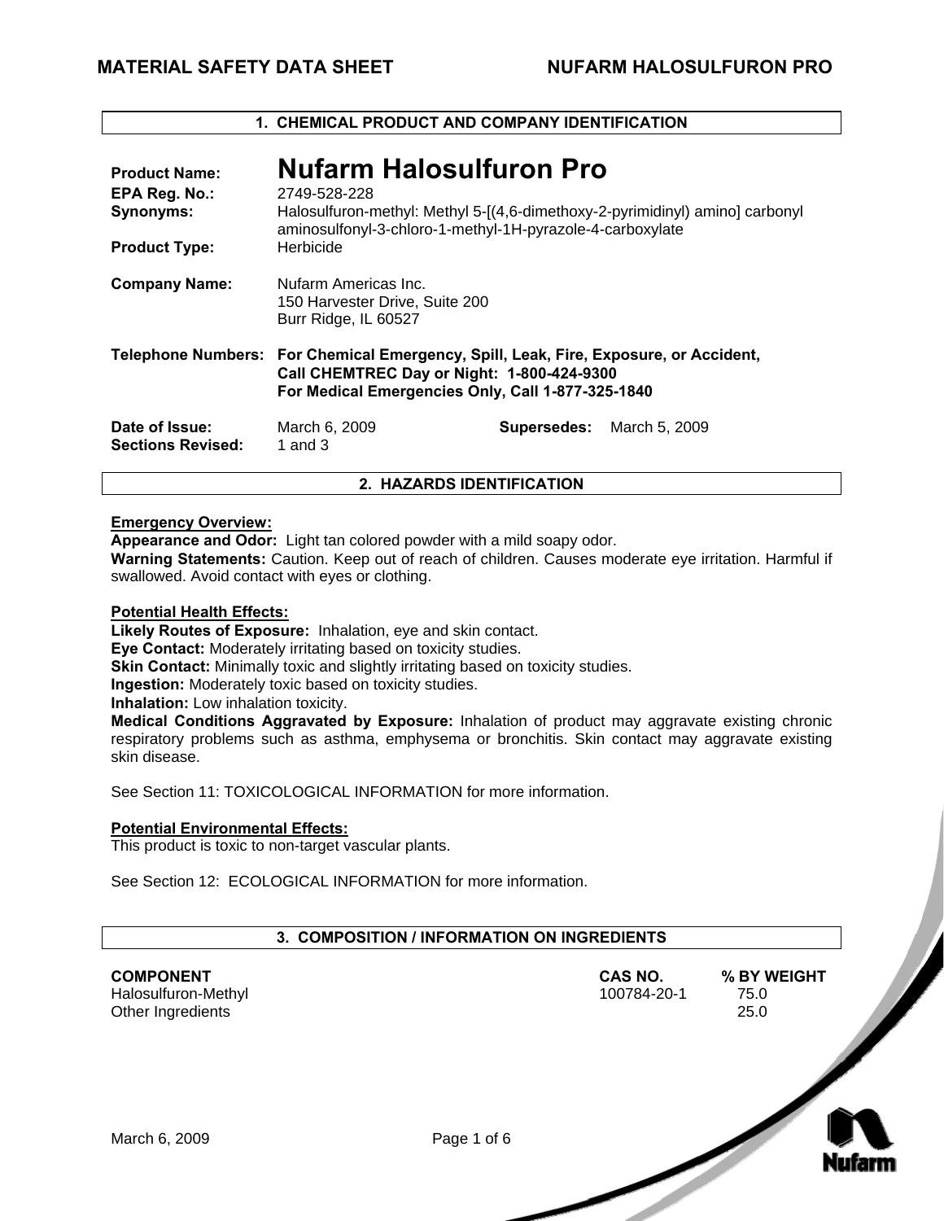# MATERIAL SAFETY DATA SHEET — NUFARM HALOSULFURON PRO

## 1. CHEMICAL PRODUCT AND COMPANY IDENTIFICATION

**Product Name:** **Nufarm Halosulfuron Pro**

**EPA Reg. No.:** 2749-528-228

**Synonyms:** Halosulfuron-methyl: Methyl 5-[(4,6-dimethoxy-2-pyrimidinyl) amino] carbonyl aminosulfonyl-3-chloro-1-methyl-1H-pyrazole-4-carboxylate

**Product Type:** Herbicide

**Company Name:** Nufarm Americas Inc.
150 Harvester Drive, Suite 200
Burr Ridge, IL 60527

**Telephone Numbers:** **For Chemical Emergency, Spill, Leak, Fire, Exposure, or Accident, Call CHEMTREC Day or Night: 1-800-424-9300**
**For Medical Emergencies Only, Call 1-877-325-1840**

**Date of Issue:** March 6, 2009 **Supersedes:** March 5, 2009

**Sections Revised:** 1 and 3

## 2. HAZARDS IDENTIFICATION

**Emergency Overview:**

**Appearance and Odor:** Light tan colored powder with a mild soapy odor.

**Warning Statements:** Caution. Keep out of reach of children. Causes moderate eye irritation. Harmful if swallowed. Avoid contact with eyes or clothing.

**Potential Health Effects:**

**Likely Routes of Exposure:** Inhalation, eye and skin contact.

**Eye Contact:** Moderately irritating based on toxicity studies.

**Skin Contact:** Minimally toxic and slightly irritating based on toxicity studies.

**Ingestion:** Moderately toxic based on toxicity studies.

**Inhalation:** Low inhalation toxicity.

**Medical Conditions Aggravated by Exposure:** Inhalation of product may aggravate existing chronic respiratory problems such as asthma, emphysema or bronchitis. Skin contact may aggravate existing skin disease.

See Section 11: TOXICOLOGICAL INFORMATION for more information.

**Potential Environmental Effects:**

This product is toxic to non-target vascular plants.

See Section 12: ECOLOGICAL INFORMATION for more information.

## 3. COMPOSITION / INFORMATION ON INGREDIENTS

| COMPONENT | CAS NO. | % BY WEIGHT |
|---|---|---|
| Halosulfuron-Methyl | 100784-20-1 | 75.0 |
| Other Ingredients | | 25.0 |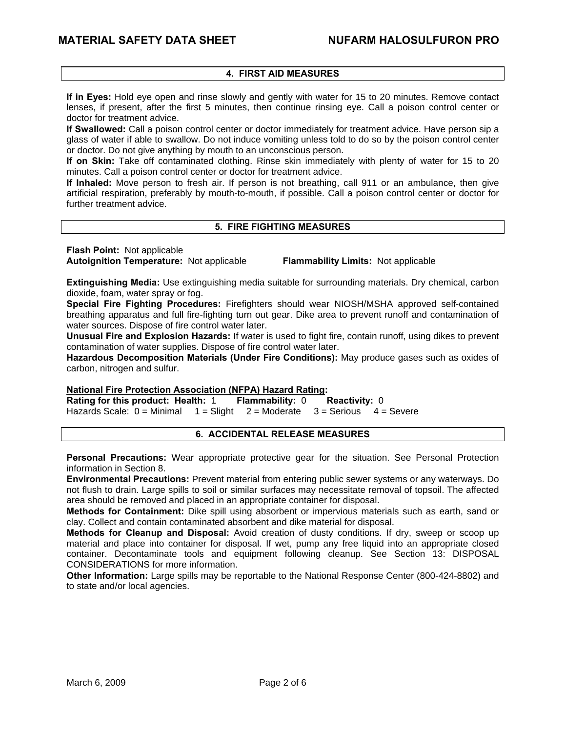## 4. FIRST AID MEASURES

**If in Eyes:** Hold eye open and rinse slowly and gently with water for 15 to 20 minutes. Remove contact lenses, if present, after the first 5 minutes, then continue rinsing eye. Call a poison control center or doctor for treatment advice.

**If Swallowed:** Call a poison control center or doctor immediately for treatment advice. Have person sip a glass of water if able to swallow. Do not induce vomiting unless told to do so by the poison control center or doctor. Do not give anything by mouth to an unconscious person.

**If on Skin:** Take off contaminated clothing. Rinse skin immediately with plenty of water for 15 to 20 minutes. Call a poison control center or doctor for treatment advice.

**If Inhaled:** Move person to fresh air. If person is not breathing, call 911 or an ambulance, then give artificial respiration, preferably by mouth-to-mouth, if possible. Call a poison control center or doctor for further treatment advice.

## 5. FIRE FIGHTING MEASURES

**Flash Point:** Not applicable
**Autoignition Temperature:** Not applicable **Flammability Limits:** Not applicable

**Extinguishing Media:** Use extinguishing media suitable for surrounding materials. Dry chemical, carbon dioxide, foam, water spray or fog.

**Special Fire Fighting Procedures:** Firefighters should wear NIOSH/MSHA approved self-contained breathing apparatus and full fire-fighting turn out gear. Dike area to prevent runoff and contamination of water sources. Dispose of fire control water later.

**Unusual Fire and Explosion Hazards:** If water is used to fight fire, contain runoff, using dikes to prevent contamination of water supplies. Dispose of fire control water later.

**Hazardous Decomposition Materials (Under Fire Conditions):** May produce gases such as oxides of carbon, nitrogen and sulfur.

**National Fire Protection Association (NFPA) Hazard Rating:**
**Rating for this product: Health:** 1 **Flammability:** 0 **Reactivity:** 0
Hazards Scale: 0 = Minimal 1 = Slight 2 = Moderate 3 = Serious 4 = Severe

## 6. ACCIDENTAL RELEASE MEASURES

**Personal Precautions:** Wear appropriate protective gear for the situation. See Personal Protection information in Section 8.

**Environmental Precautions:** Prevent material from entering public sewer systems or any waterways. Do not flush to drain. Large spills to soil or similar surfaces may necessitate removal of topsoil. The affected area should be removed and placed in an appropriate container for disposal.

**Methods for Containment:** Dike spill using absorbent or impervious materials such as earth, sand or clay. Collect and contain contaminated absorbent and dike material for disposal.

**Methods for Cleanup and Disposal:** Avoid creation of dusty conditions. If dry, sweep or scoop up material and place into container for disposal. If wet, pump any free liquid into an appropriate closed container. Decontaminate tools and equipment following cleanup. See Section 13: DISPOSAL CONSIDERATIONS for more information.

**Other Information:** Large spills may be reportable to the National Response Center (800-424-8802) and to state and/or local agencies.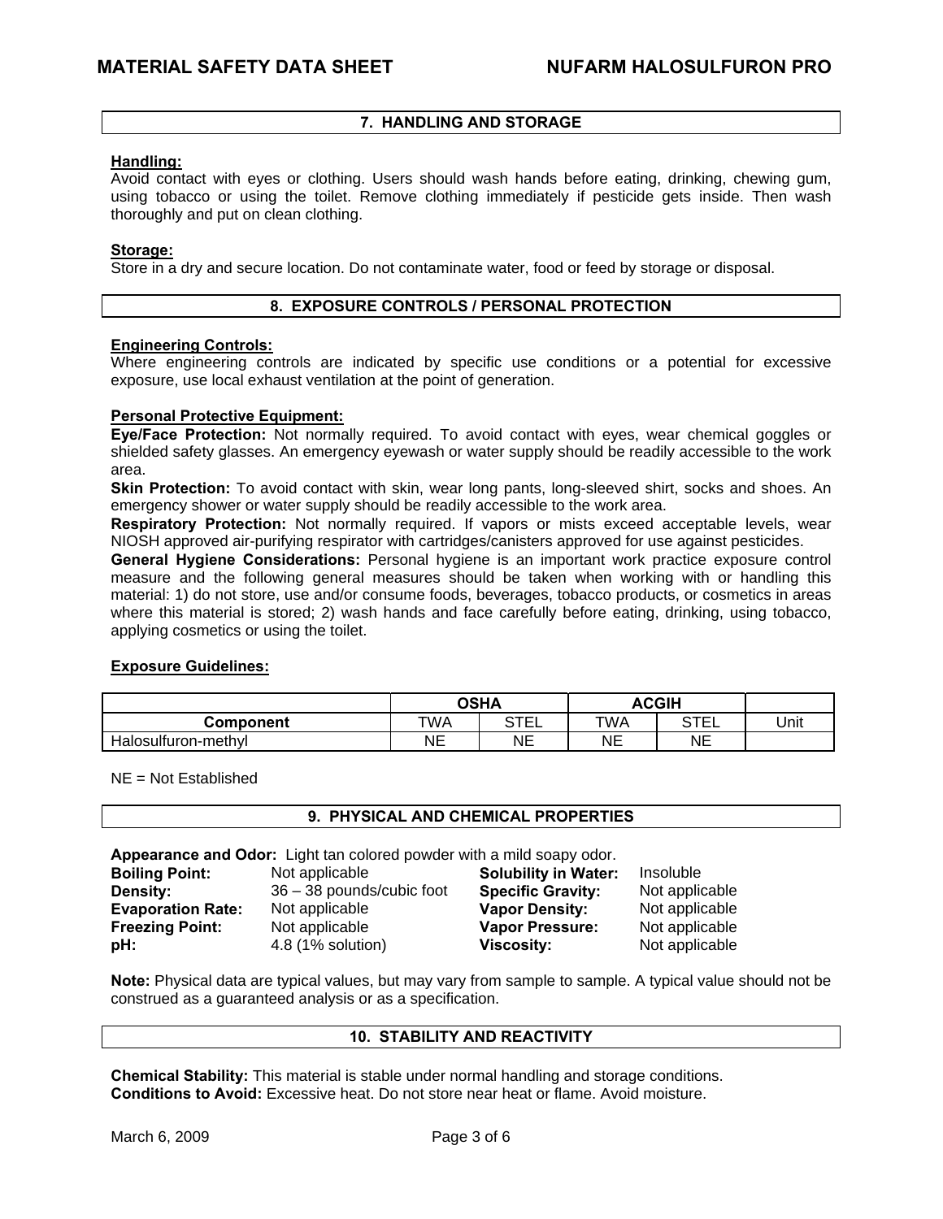## 7. HANDLING AND STORAGE

**Handling:**
Avoid contact with eyes or clothing. Users should wash hands before eating, drinking, chewing gum, using tobacco or using the toilet. Remove clothing immediately if pesticide gets inside. Then wash thoroughly and put on clean clothing.

**Storage:**
Store in a dry and secure location. Do not contaminate water, food or feed by storage or disposal.

## 8. EXPOSURE CONTROLS / PERSONAL PROTECTION

**Engineering Controls:**
Where engineering controls are indicated by specific use conditions or a potential for excessive exposure, use local exhaust ventilation at the point of generation.

**Personal Protective Equipment:**
**Eye/Face Protection:** Not normally required. To avoid contact with eyes, wear chemical goggles or shielded safety glasses. An emergency eyewash or water supply should be readily accessible to the work area.
**Skin Protection:** To avoid contact with skin, wear long pants, long-sleeved shirt, socks and shoes. An emergency shower or water supply should be readily accessible to the work area.
**Respiratory Protection:** Not normally required. If vapors or mists exceed acceptable levels, wear NIOSH approved air-purifying respirator with cartridges/canisters approved for use against pesticides.
**General Hygiene Considerations:** Personal hygiene is an important work practice exposure control measure and the following general measures should be taken when working with or handling this material: 1) do not store, use and/or consume foods, beverages, tobacco products, or cosmetics in areas where this material is stored; 2) wash hands and face carefully before eating, drinking, using tobacco, applying cosmetics or using the toilet.

**Exposure Guidelines:**

| | OSHA | | ACGIH | | |
|---|---|---|---|---|---|
| **Component** | TWA | STEL | TWA | STEL | Unit |
| Halosulfuron-methyl | NE | NE | NE | NE | |

NE = Not Established

## 9. PHYSICAL AND CHEMICAL PROPERTIES

**Appearance and Odor:** Light tan colored powder with a mild soapy odor.

| | | | |
|---|---|---|---|
| **Boiling Point:** | Not applicable | **Solubility in Water:** | Insoluble |
| **Density:** | 36 – 38 pounds/cubic foot | **Specific Gravity:** | Not applicable |
| **Evaporation Rate:** | Not applicable | **Vapor Density:** | Not applicable |
| **Freezing Point:** | Not applicable | **Vapor Pressure:** | Not applicable |
| **pH:** | 4.8 (1% solution) | **Viscosity:** | Not applicable |

**Note:** Physical data are typical values, but may vary from sample to sample. A typical value should not be construed as a guaranteed analysis or as a specification.

## 10. STABILITY AND REACTIVITY

**Chemical Stability:** This material is stable under normal handling and storage conditions.
**Conditions to Avoid:** Excessive heat. Do not store near heat or flame. Avoid moisture.

March 6, 2009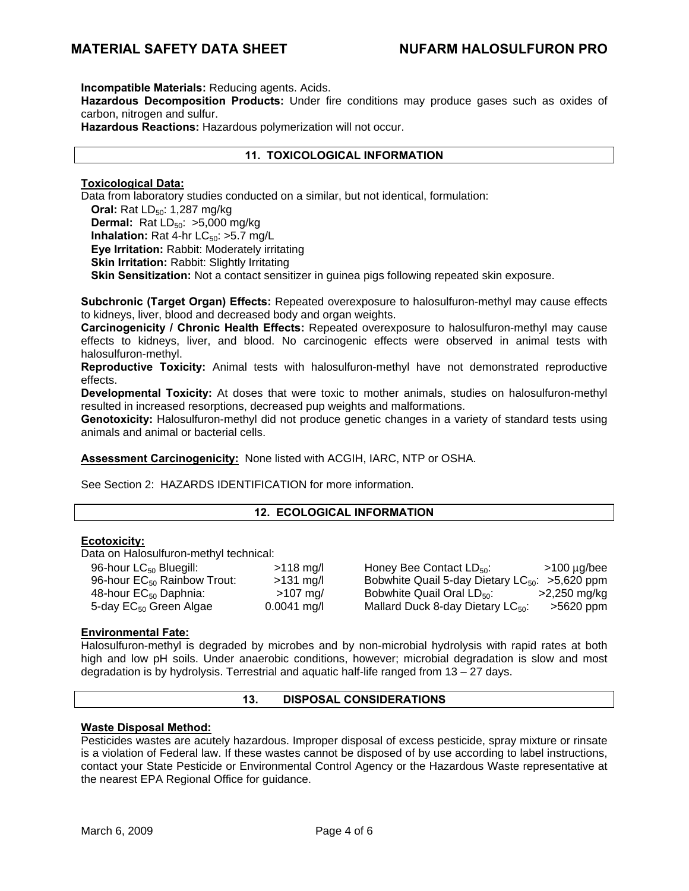**Incompatible Materials:** Reducing agents. Acids.

**Hazardous Decomposition Products:** Under fire conditions may produce gases such as oxides of carbon, nitrogen and sulfur.

**Hazardous Reactions:** Hazardous polymerization will not occur.

## 11. TOXICOLOGICAL INFORMATION

**Toxicological Data:**

Data from laboratory studies conducted on a similar, but not identical, formulation:

- **Oral:** Rat $LD_{50}$: 1,287 mg/kg
- **Dermal:** Rat $LD_{50}$: >5,000 mg/kg
- **Inhalation:** Rat 4-hr $LC_{50}$: >5.7 mg/L
- **Eye Irritation:** Rabbit: Moderately irritating
- **Skin Irritation:** Rabbit: Slightly Irritating
- **Skin Sensitization:** Not a contact sensitizer in guinea pigs following repeated skin exposure.

**Subchronic (Target Organ) Effects:** Repeated overexposure to halosulfuron-methyl may cause effects to kidneys, liver, blood and decreased body and organ weights.

**Carcinogenicity / Chronic Health Effects:** Repeated overexposure to halosulfuron-methyl may cause effects to kidneys, liver, and blood. No carcinogenic effects were observed in animal tests with halosulfuron-methyl.

**Reproductive Toxicity:** Animal tests with halosulfuron-methyl have not demonstrated reproductive effects.

**Developmental Toxicity:** At doses that were toxic to mother animals, studies on halosulfuron-methyl resulted in increased resorptions, decreased pup weights and malformations.

**Genotoxicity:** Halosulfuron-methyl did not produce genetic changes in a variety of standard tests using animals and animal or bacterial cells.

**Assessment Carcinogenicity:** None listed with ACGIH, IARC, NTP or OSHA.

See Section 2: HAZARDS IDENTIFICATION for more information.

## 12. ECOLOGICAL INFORMATION

**Ecotoxicity:**

Data on Halosulfuron-methyl technical:

| | | | |
|---|---|---|---|
| 96-hour $LC_{50}$ Bluegill: | >118 mg/l | Honey Bee Contact $LD_{50}$: | >100 µg/bee |
| 96-hour $EC_{50}$ Rainbow Trout: | >131 mg/l | Bobwhite Quail 5-day Dietary $LC_{50}$: | >5,620 ppm |
| 48-hour $EC_{50}$ Daphnia: | >107 mg/ | Bobwhite Quail Oral $LD_{50}$: | >2,250 mg/kg |
| 5-day $EC_{50}$ Green Algae | 0.0041 mg/l | Mallard Duck 8-day Dietary $LC_{50}$: | >5620 ppm |

**Environmental Fate:**

Halosulfuron-methyl is degraded by microbes and by non-microbial hydrolysis with rapid rates at both high and low pH soils. Under anaerobic conditions, however; microbial degradation is slow and most degradation is by hydrolysis. Terrestrial and aquatic half-life ranged from 13 – 27 days.

## 13. DISPOSAL CONSIDERATIONS

**Waste Disposal Method:**

Pesticides wastes are acutely hazardous. Improper disposal of excess pesticide, spray mixture or rinsate is a violation of Federal law. If these wastes cannot be disposed of by use according to label instructions, contact your State Pesticide or Environmental Control Agency or the Hazardous Waste representative at the nearest EPA Regional Office for guidance.

March 6, 2009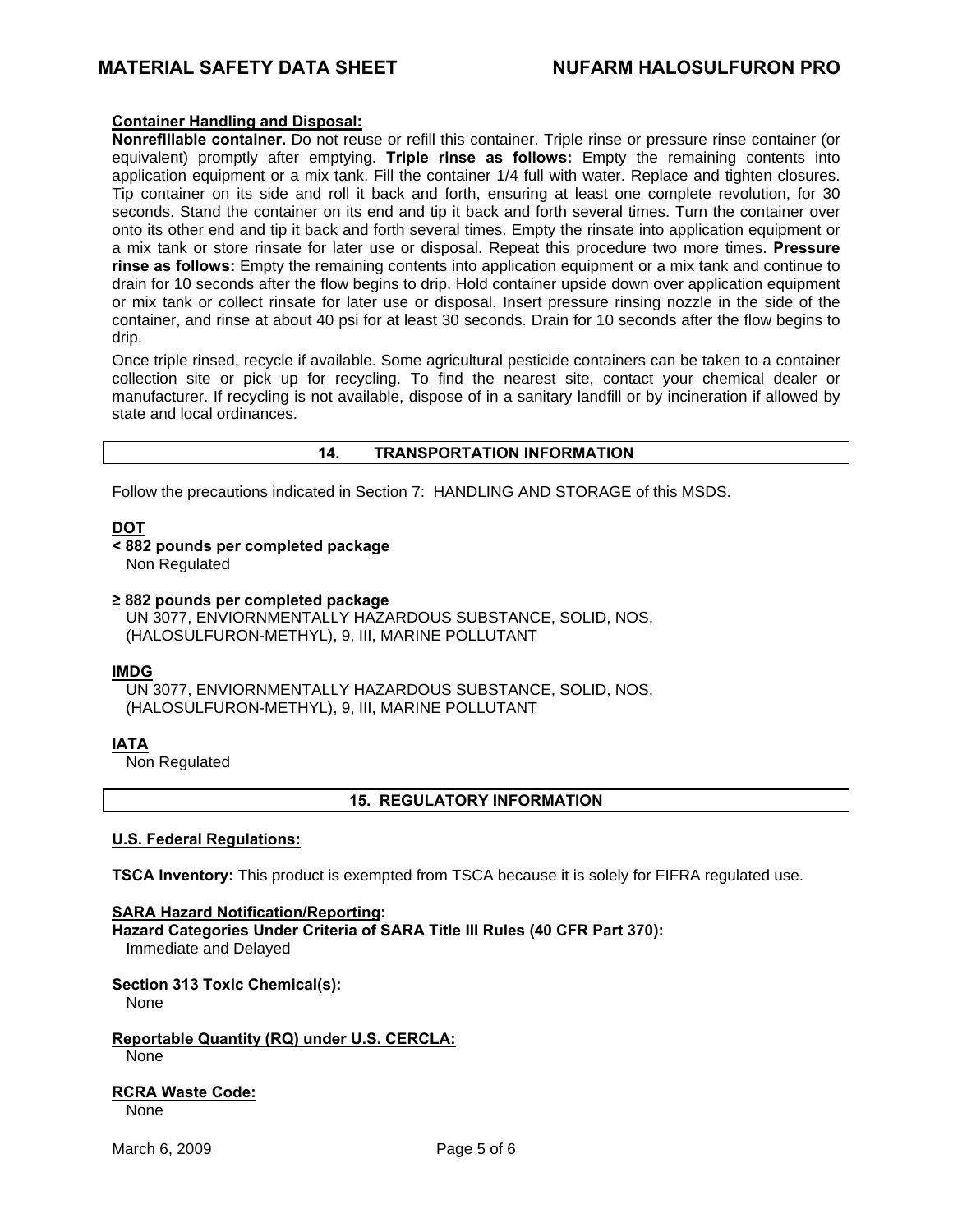**Container Handling and Disposal:**

**Nonrefillable container.** Do not reuse or refill this container. Triple rinse or pressure rinse container (or equivalent) promptly after emptying. **Triple rinse as follows:** Empty the remaining contents into application equipment or a mix tank. Fill the container 1/4 full with water. Replace and tighten closures. Tip container on its side and roll it back and forth, ensuring at least one complete revolution, for 30 seconds. Stand the container on its end and tip it back and forth several times. Turn the container over onto its other end and tip it back and forth several times. Empty the rinsate into application equipment or a mix tank or store rinsate for later use or disposal. Repeat this procedure two more times. **Pressure rinse as follows:** Empty the remaining contents into application equipment or a mix tank and continue to drain for 10 seconds after the flow begins to drip. Hold container upside down over application equipment or mix tank or collect rinsate for later use or disposal. Insert pressure rinsing nozzle in the side of the container, and rinse at about 40 psi for at least 30 seconds. Drain for 10 seconds after the flow begins to drip.

Once triple rinsed, recycle if available. Some agricultural pesticide containers can be taken to a container collection site or pick up for recycling. To find the nearest site, contact your chemical dealer or manufacturer. If recycling is not available, dispose of in a sanitary landfill or by incineration if allowed by state and local ordinances.

## 14. TRANSPORTATION INFORMATION

Follow the precautions indicated in Section 7: HANDLING AND STORAGE of this MSDS.

**DOT**

**< 882 pounds per completed package**
Non Regulated

**≥ 882 pounds per completed package**
UN 3077, ENVIORNMENTALLY HAZARDOUS SUBSTANCE, SOLID, NOS, (HALOSULFURON-METHYL), 9, III, MARINE POLLUTANT

**IMDG**
UN 3077, ENVIORNMENTALLY HAZARDOUS SUBSTANCE, SOLID, NOS, (HALOSULFURON-METHYL), 9, III, MARINE POLLUTANT

**IATA**
Non Regulated

## 15. REGULATORY INFORMATION

**U.S. Federal Regulations:**

**TSCA Inventory:** This product is exempted from TSCA because it is solely for FIFRA regulated use.

**SARA Hazard Notification/Reporting:**
**Hazard Categories Under Criteria of SARA Title III Rules (40 CFR Part 370):**
Immediate and Delayed

**Section 313 Toxic Chemical(s):**
None

**Reportable Quantity (RQ) under U.S. CERCLA:**
None

**RCRA Waste Code:**
None

March 6, 2009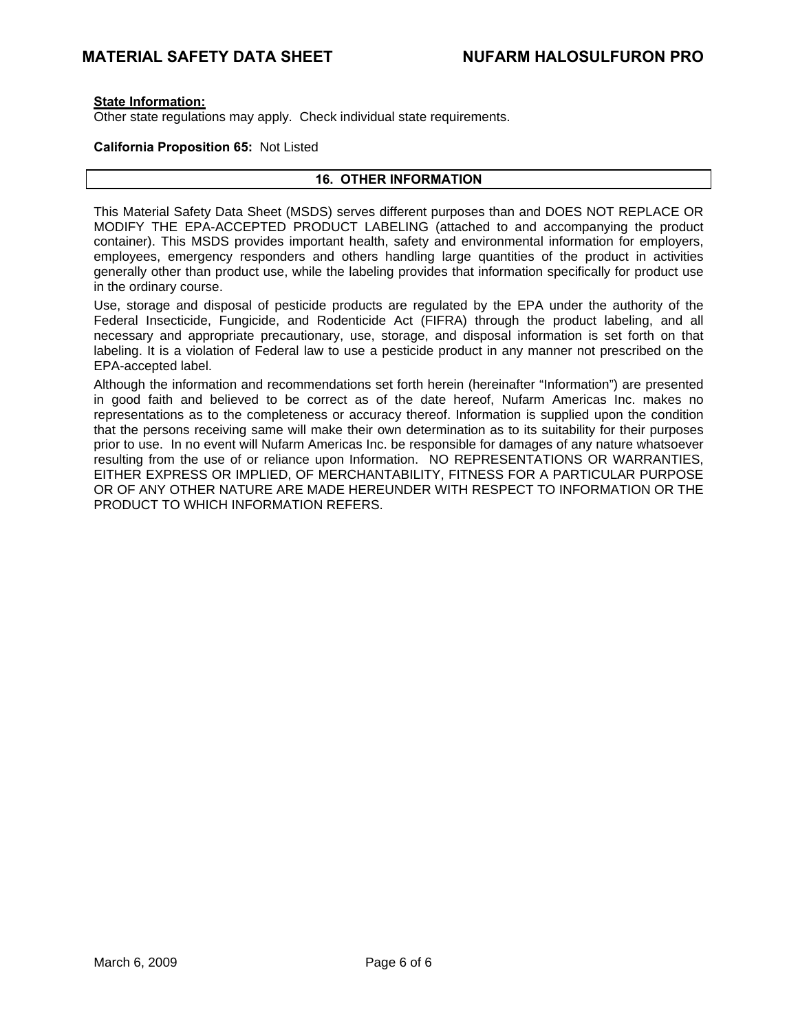**State Information:**
Other state regulations may apply. Check individual state requirements.

**California Proposition 65:** Not Listed

## 16. OTHER INFORMATION

This Material Safety Data Sheet (MSDS) serves different purposes than and DOES NOT REPLACE OR MODIFY THE EPA-ACCEPTED PRODUCT LABELING (attached to and accompanying the product container). This MSDS provides important health, safety and environmental information for employers, employees, emergency responders and others handling large quantities of the product in activities generally other than product use, while the labeling provides that information specifically for product use in the ordinary course.

Use, storage and disposal of pesticide products are regulated by the EPA under the authority of the Federal Insecticide, Fungicide, and Rodenticide Act (FIFRA) through the product labeling, and all necessary and appropriate precautionary, use, storage, and disposal information is set forth on that labeling. It is a violation of Federal law to use a pesticide product in any manner not prescribed on the EPA-accepted label.

Although the information and recommendations set forth herein (hereinafter "Information") are presented in good faith and believed to be correct as of the date hereof, Nufarm Americas Inc. makes no representations as to the completeness or accuracy thereof. Information is supplied upon the condition that the persons receiving same will make their own determination as to its suitability for their purposes prior to use. In no event will Nufarm Americas Inc. be responsible for damages of any nature whatsoever resulting from the use of or reliance upon Information. NO REPRESENTATIONS OR WARRANTIES, EITHER EXPRESS OR IMPLIED, OF MERCHANTABILITY, FITNESS FOR A PARTICULAR PURPOSE OR OF ANY OTHER NATURE ARE MADE HEREUNDER WITH RESPECT TO INFORMATION OR THE PRODUCT TO WHICH INFORMATION REFERS.

March 6, 2009